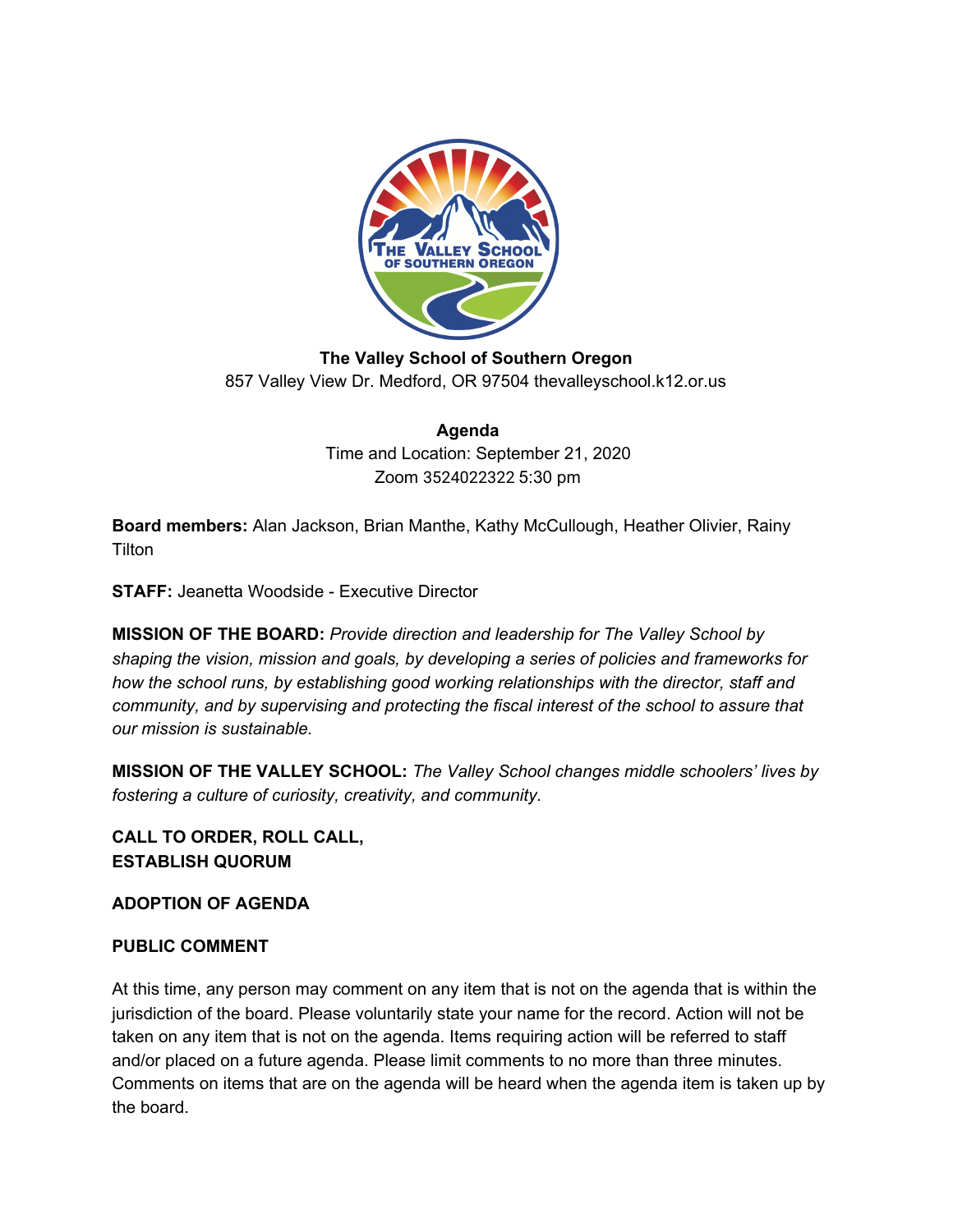**The Valley School of Southern Oregon**
857 Valley View Dr. Medford, OR 97504 thevalleyschool.k12.or.us

**Agenda**
Time and Location: September 21, 2020
Zoom 3524022322 5:30 pm

**Board members:** Alan Jackson, Brian Manthe, Kathy McCullough, Heather Olivier, Rainy Tilton

**STAFF:** Jeanetta Woodside - Executive Director

**MISSION OF THE BOARD:** *Provide direction and leadership for The Valley School by shaping the vision, mission and goals, by developing a series of policies and frameworks for how the school runs, by establishing good working relationships with the director, staff and community, and by supervising and protecting the fiscal interest of the school to assure that our mission is sustainable.*

**MISSION OF THE VALLEY SCHOOL:** *The Valley School changes middle schoolers' lives by fostering a culture of curiosity, creativity, and community.*

**CALL TO ORDER, ROLL CALL,**
**ESTABLISH QUORUM**

**ADOPTION OF AGENDA**

**PUBLIC COMMENT**

At this time, any person may comment on any item that is not on the agenda that is within the jurisdiction of the board. Please voluntarily state your name for the record. Action will not be taken on any item that is not on the agenda. Items requiring action will be referred to staff and/or placed on a future agenda. Please limit comments to no more than three minutes. Comments on items that are on the agenda will be heard when the agenda item is taken up by the board.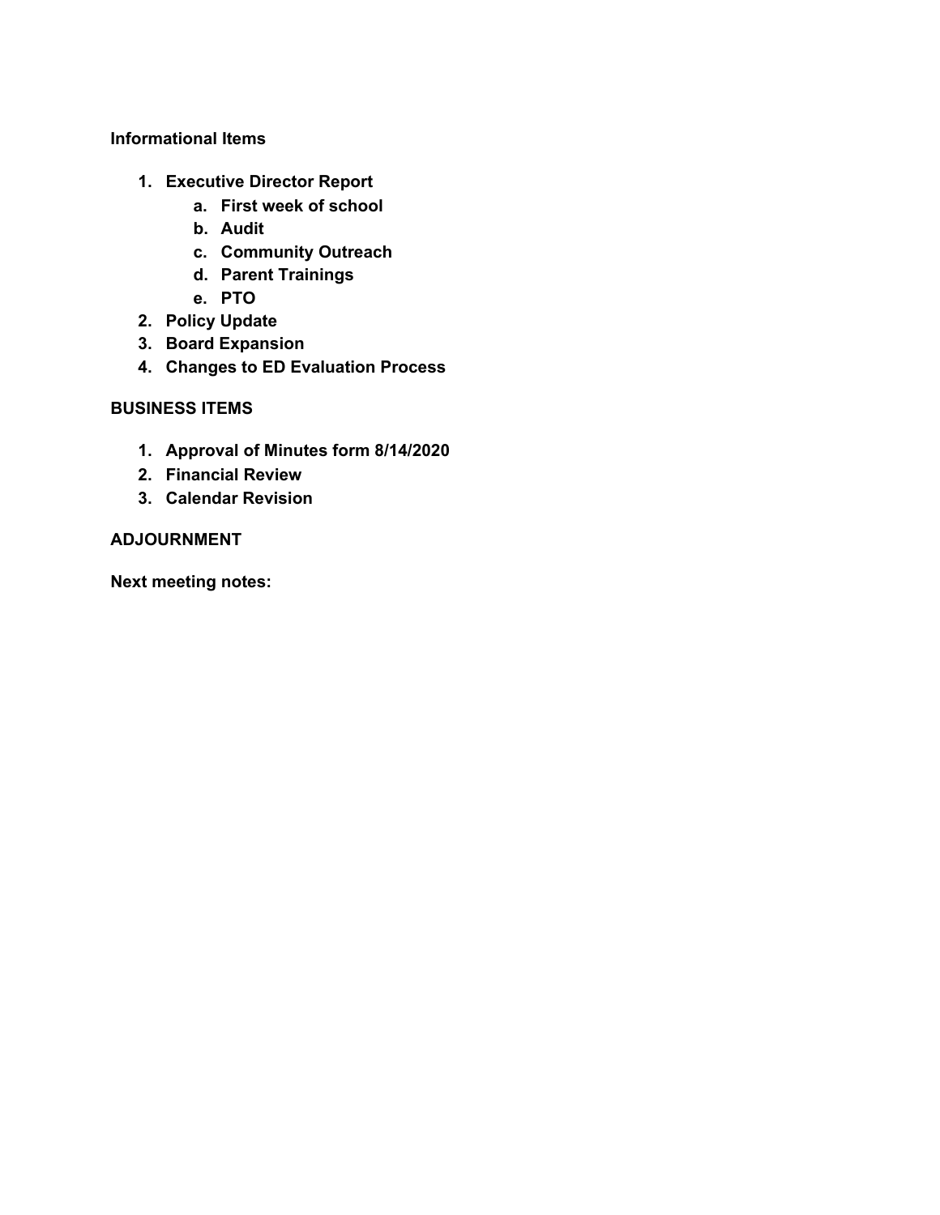**Informational Items**

1. **Executive Director Report**
    a. **First week of school**
    b. **Audit**
    c. **Community Outreach**
    d. **Parent Trainings**
    e. **PTO**
2. **Policy Update**
3. **Board Expansion**
4. **Changes to ED Evaluation Process**

**BUSINESS ITEMS**

1. **Approval of Minutes form 8/14/2020**
2. **Financial Review**
3. **Calendar Revision**

**ADJOURNMENT**

**Next meeting notes:**